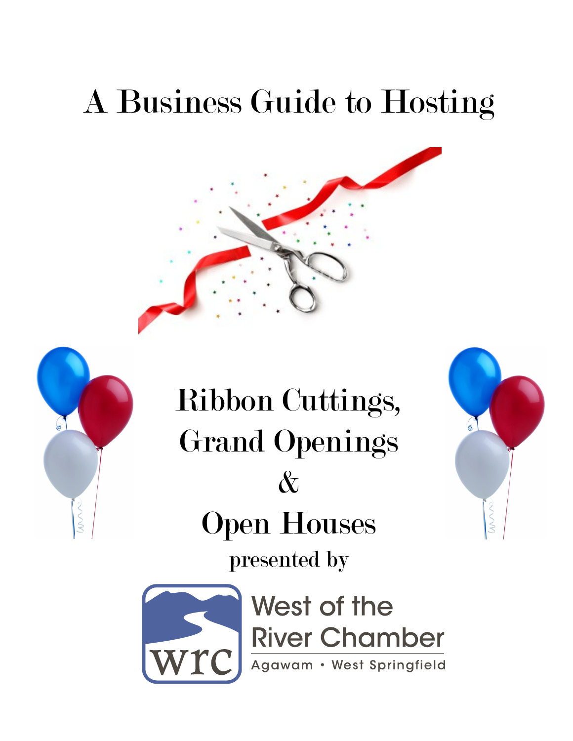# A Business Guide to Hosting

# Ribbon Cuttings, Grand Openings & Open Houses

presented by

West of the River Chamber

Agawam • West Springfield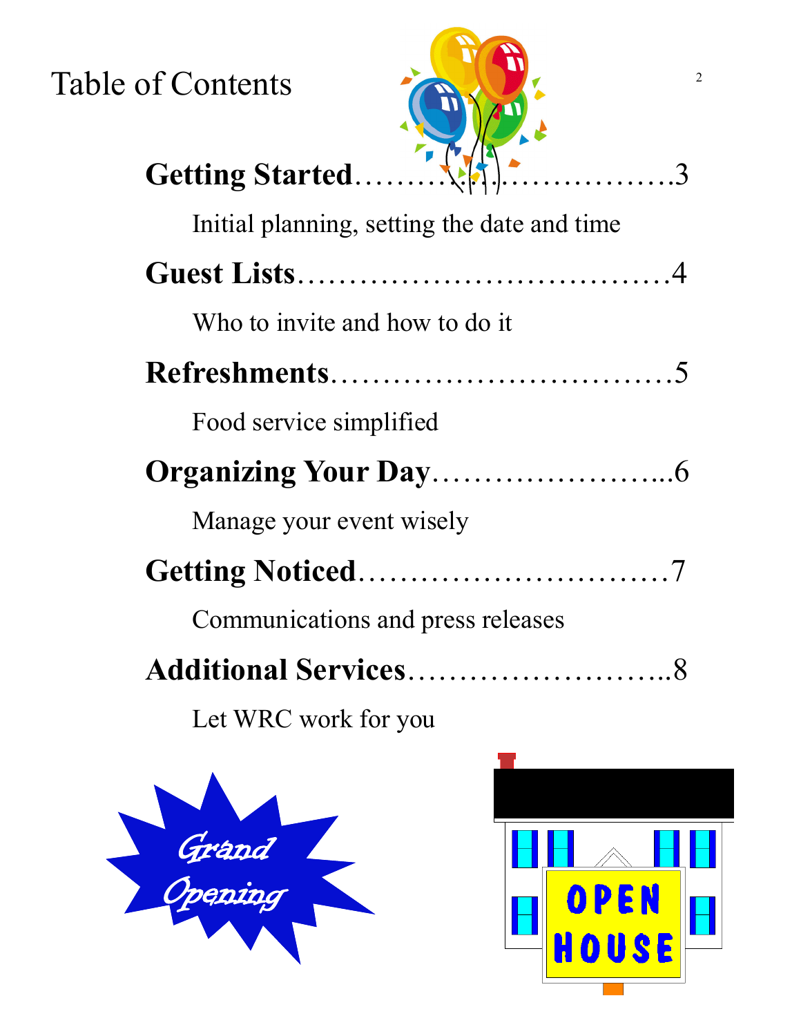# Table of Contents

**Getting Started**……………………………3

Initial planning, setting the date and time

**Guest Lists**………………………………4

Who to invite and how to do it

**Refreshments**……………………………5

Food service simplified

**Organizing Your Day**…………………...6

Manage your event wisely

**Getting Noticed**…………………………7

Communications and press releases

**Additional Services**……………………..8

Let WRC work for you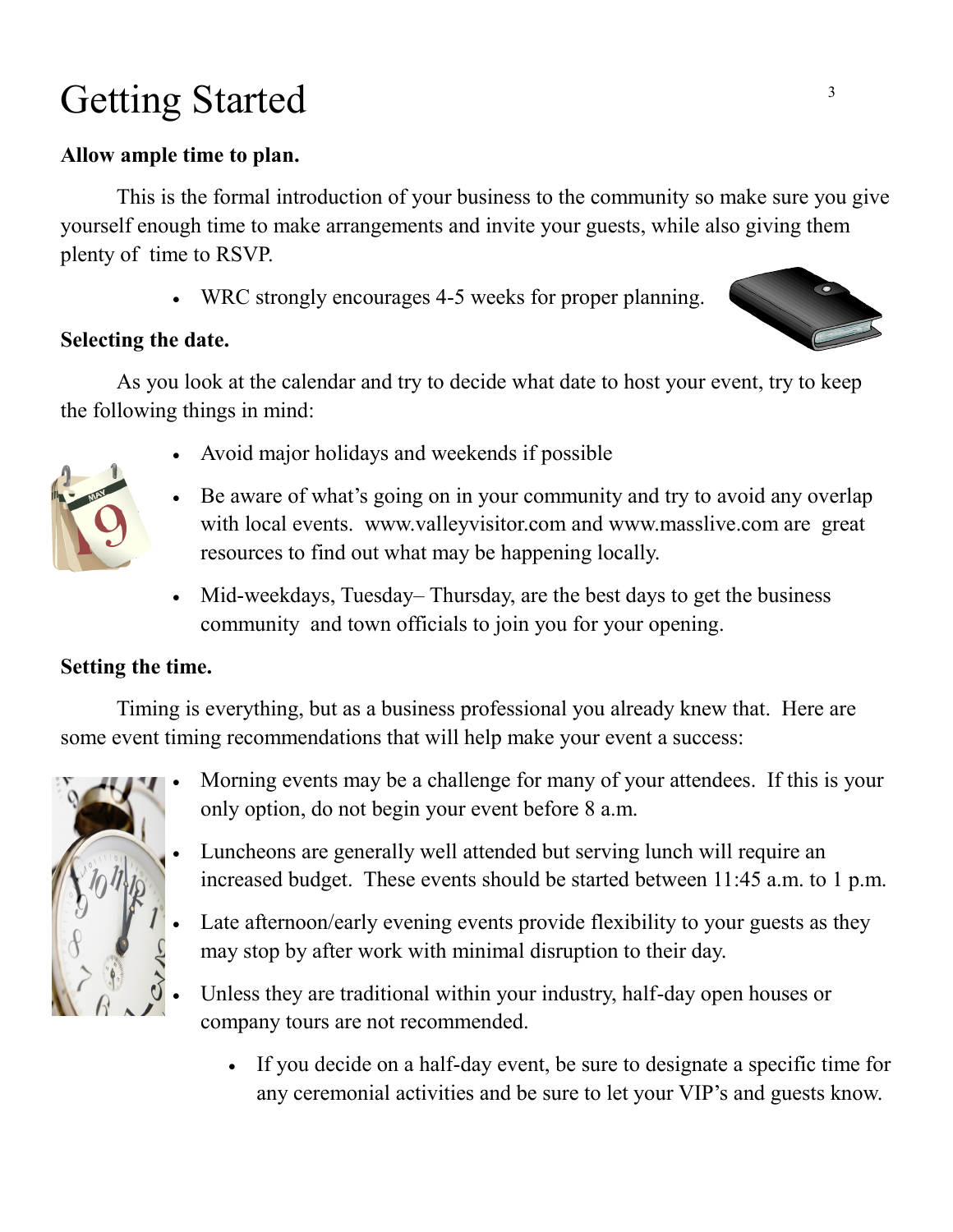# Getting Started

**Allow ample time to plan.**

This is the formal introduction of your business to the community so make sure you give yourself enough time to make arrangements and invite your guests, while also giving them plenty of time to RSVP.

- WRC strongly encourages 4-5 weeks for proper planning.

**Selecting the date.**

As you look at the calendar and try to decide what date to host your event, try to keep the following things in mind:

- Avoid major holidays and weekends if possible
- Be aware of what's going on in your community and try to avoid any overlap with local events. www.valleyvisitor.com and www.masslive.com are great resources to find out what may be happening locally.
- Mid-weekdays, Tuesday– Thursday, are the best days to get the business community and town officials to join you for your opening.

**Setting the time.**

Timing is everything, but as a business professional you already knew that. Here are some event timing recommendations that will help make your event a success:

- Morning events may be a challenge for many of your attendees. If this is your only option, do not begin your event before 8 a.m.
- Luncheons are generally well attended but serving lunch will require an increased budget. These events should be started between 11:45 a.m. to 1 p.m.
- Late afternoon/early evening events provide flexibility to your guests as they may stop by after work with minimal disruption to their day.
- Unless they are traditional within your industry, half-day open houses or company tours are not recommended.
  - If you decide on a half-day event, be sure to designate a specific time for any ceremonial activities and be sure to let your VIP's and guests know.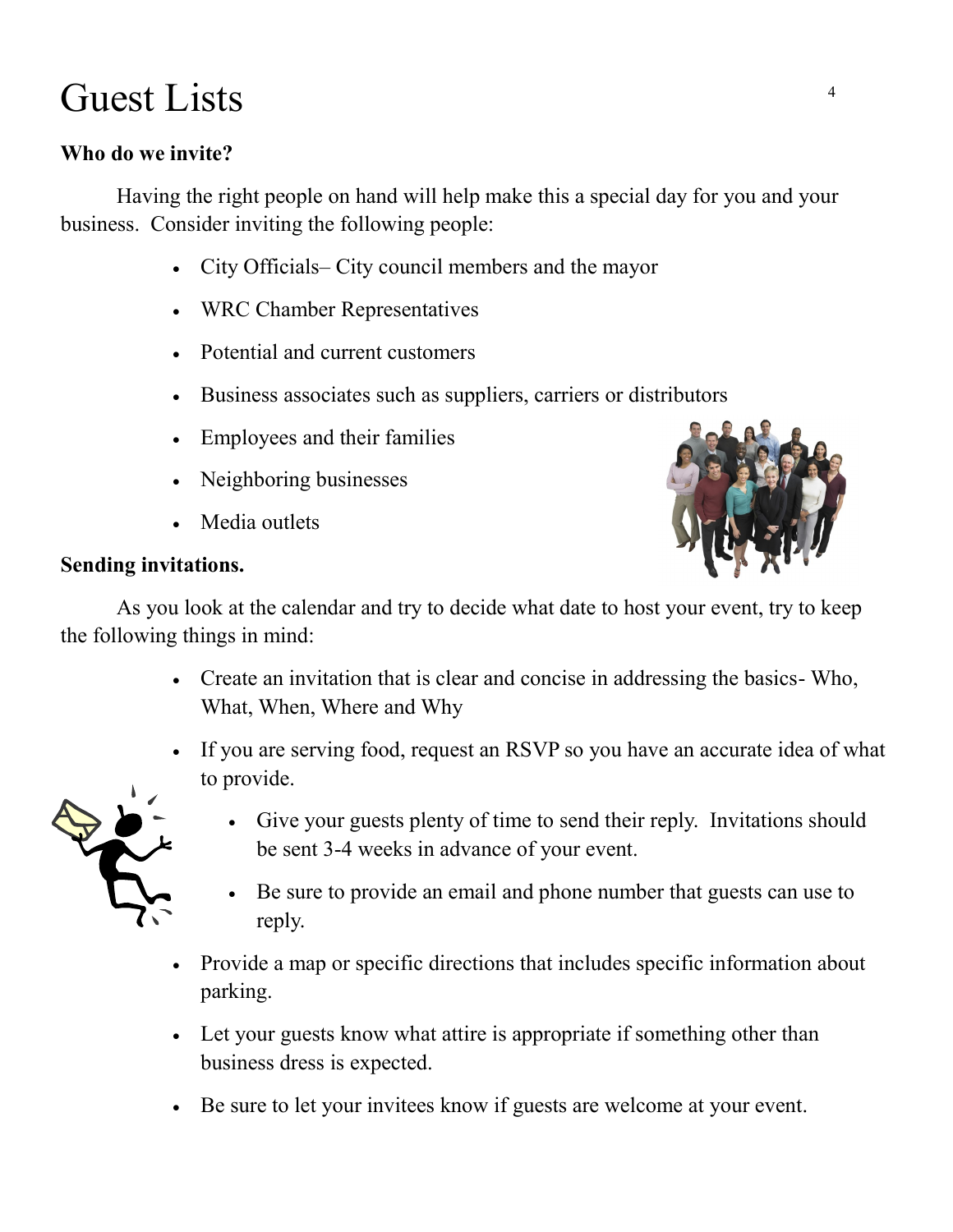# Guest Lists

**Who do we invite?**

Having the right people on hand will help make this a special day for you and your business. Consider inviting the following people:

- City Officials– City council members and the mayor
- WRC Chamber Representatives
- Potential and current customers
- Business associates such as suppliers, carriers or distributors
- Employees and their families
- Neighboring businesses
- Media outlets

**Sending invitations.**

As you look at the calendar and try to decide what date to host your event, try to keep the following things in mind:

- Create an invitation that is clear and concise in addressing the basics- Who, What, When, Where and Why
- If you are serving food, request an RSVP so you have an accurate idea of what to provide.
  - Give your guests plenty of time to send their reply. Invitations should be sent 3-4 weeks in advance of your event.
  - Be sure to provide an email and phone number that guests can use to reply.
- Provide a map or specific directions that includes specific information about parking.
- Let your guests know what attire is appropriate if something other than business dress is expected.
- Be sure to let your invitees know if guests are welcome at your event.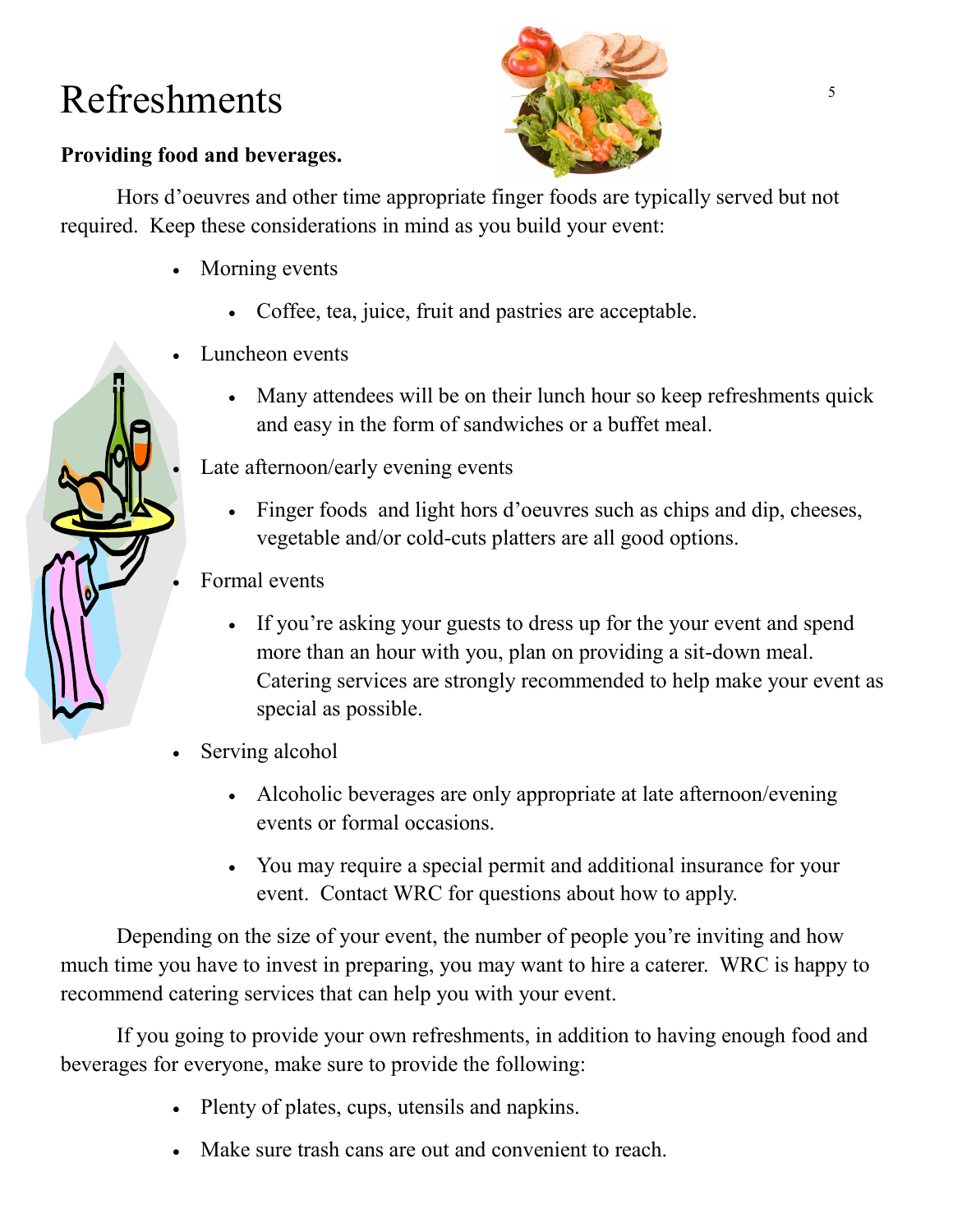# Refreshments

**Providing food and beverages.**

Hors d'oeuvres and other time appropriate finger foods are typically served but not required. Keep these considerations in mind as you build your event:

- Morning events
    - Coffee, tea, juice, fruit and pastries are acceptable.
- Luncheon events
    - Many attendees will be on their lunch hour so keep refreshments quick and easy in the form of sandwiches or a buffet meal.
- Late afternoon/early evening events
    - Finger foods and light hors d'oeuvres such as chips and dip, cheeses, vegetable and/or cold-cuts platters are all good options.
- Formal events
    - If you're asking your guests to dress up for the your event and spend more than an hour with you, plan on providing a sit-down meal. Catering services are strongly recommended to help make your event as special as possible.
- Serving alcohol
    - Alcoholic beverages are only appropriate at late afternoon/evening events or formal occasions.
    - You may require a special permit and additional insurance for your event. Contact WRC for questions about how to apply.

Depending on the size of your event, the number of people you're inviting and how much time you have to invest in preparing, you may want to hire a caterer. WRC is happy to recommend catering services that can help you with your event.

If you going to provide your own refreshments, in addition to having enough food and beverages for everyone, make sure to provide the following:

- Plenty of plates, cups, utensils and napkins.
- Make sure trash cans are out and convenient to reach.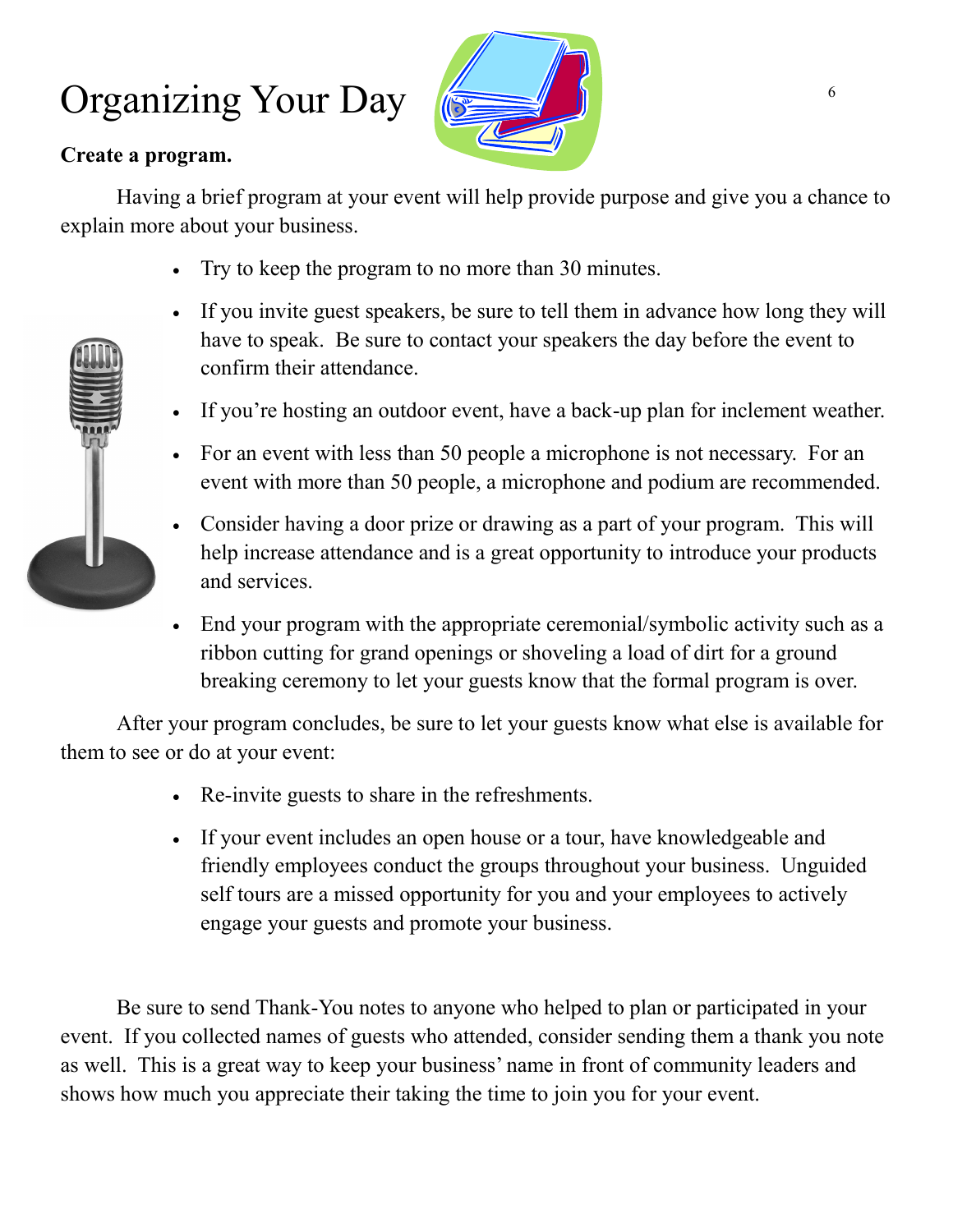# Organizing Your Day

**Create a program.**

Having a brief program at your event will help provide purpose and give you a chance to explain more about your business.

- Try to keep the program to no more than 30 minutes.
- If you invite guest speakers, be sure to tell them in advance how long they will have to speak. Be sure to contact your speakers the day before the event to confirm their attendance.
- If you're hosting an outdoor event, have a back-up plan for inclement weather.
- For an event with less than 50 people a microphone is not necessary. For an event with more than 50 people, a microphone and podium are recommended.
- Consider having a door prize or drawing as a part of your program. This will help increase attendance and is a great opportunity to introduce your products and services.
- End your program with the appropriate ceremonial/symbolic activity such as a ribbon cutting for grand openings or shoveling a load of dirt for a ground breaking ceremony to let your guests know that the formal program is over.

After your program concludes, be sure to let your guests know what else is available for them to see or do at your event:

- Re-invite guests to share in the refreshments.
- If your event includes an open house or a tour, have knowledgeable and friendly employees conduct the groups throughout your business. Unguided self tours are a missed opportunity for you and your employees to actively engage your guests and promote your business.

Be sure to send Thank-You notes to anyone who helped to plan or participated in your event. If you collected names of guests who attended, consider sending them a thank you note as well. This is a great way to keep your business' name in front of community leaders and shows how much you appreciate their taking the time to join you for your event.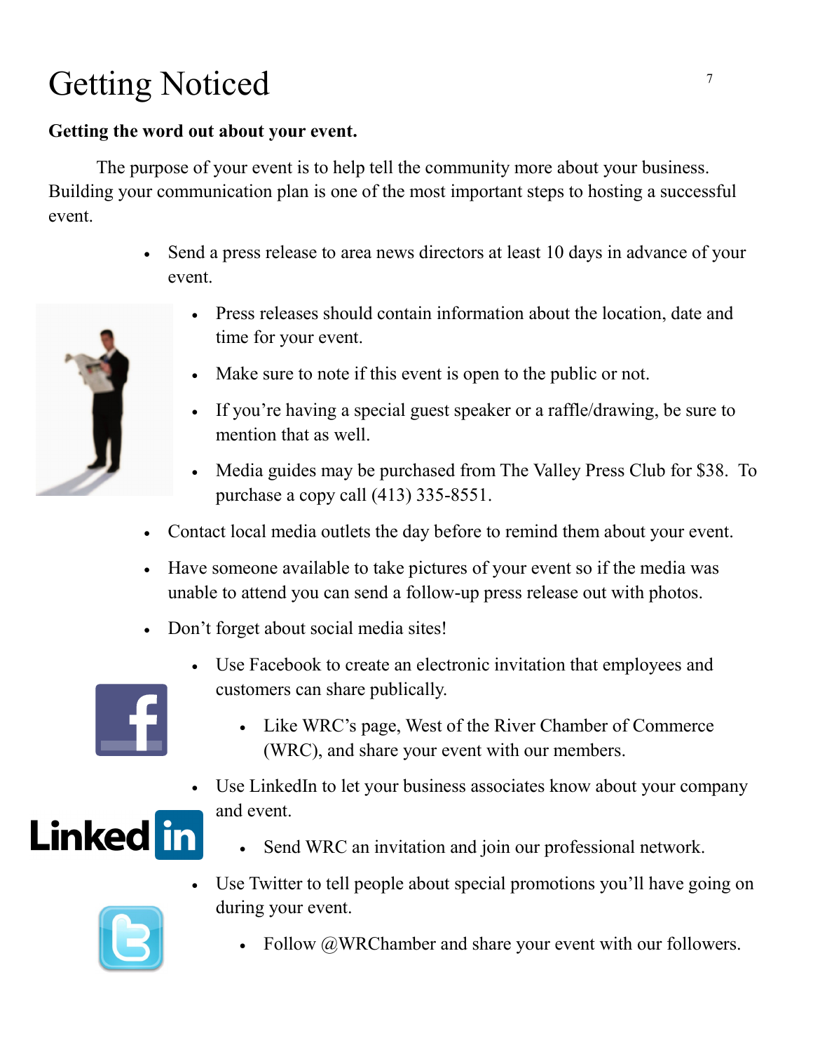# Getting Noticed

**Getting the word out about your event.**

The purpose of your event is to help tell the community more about your business. Building your communication plan is one of the most important steps to hosting a successful event.

- Send a press release to area news directors at least 10 days in advance of your event.
  - Press releases should contain information about the location, date and time for your event.
  - Make sure to note if this event is open to the public or not.
  - If you're having a special guest speaker or a raffle/drawing, be sure to mention that as well.
  - Media guides may be purchased from The Valley Press Club for $38. To purchase a copy call (413) 335-8551.
- Contact local media outlets the day before to remind them about your event.
- Have someone available to take pictures of your event so if the media was unable to attend you can send a follow-up press release out with photos.
- Don't forget about social media sites!
  - Use Facebook to create an electronic invitation that employees and customers can share publically.
    - Like WRC's page, West of the River Chamber of Commerce (WRC), and share your event with our members.
  - Use LinkedIn to let your business associates know about your company and event.
    - Send WRC an invitation and join our professional network.
  - Use Twitter to tell people about special promotions you'll have going on during your event.
    - Follow @WRChamber and share your event with our followers.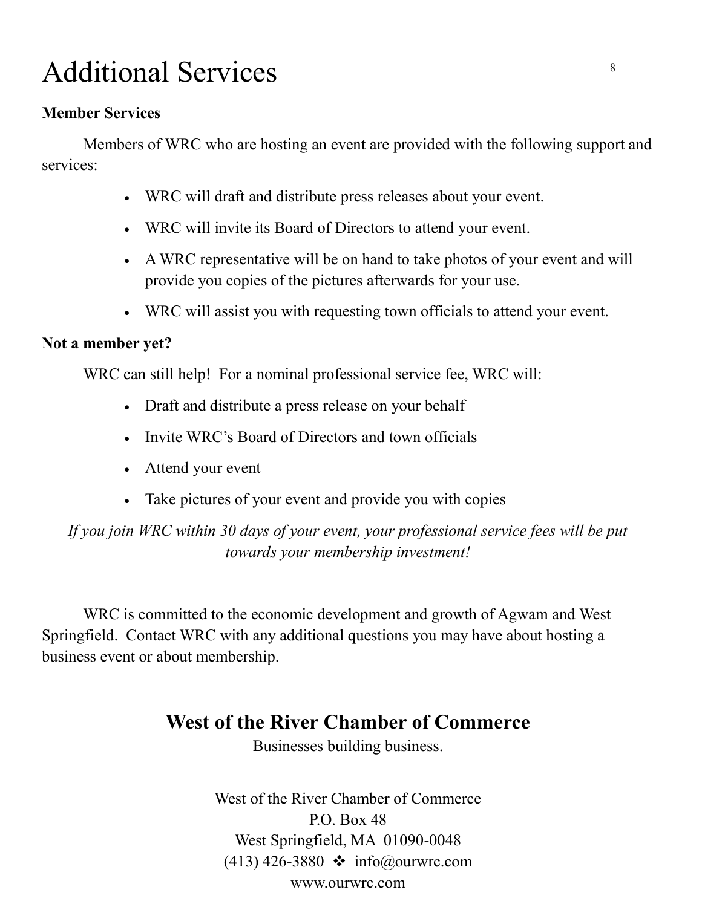# Additional Services

**Member Services**

Members of WRC who are hosting an event are provided with the following support and services:

- WRC will draft and distribute press releases about your event.
- WRC will invite its Board of Directors to attend your event.
- A WRC representative will be on hand to take photos of your event and will provide you copies of the pictures afterwards for your use.
- WRC will assist you with requesting town officials to attend your event.

**Not a member yet?**

WRC can still help! For a nominal professional service fee, WRC will:

- Draft and distribute a press release on your behalf
- Invite WRC's Board of Directors and town officials
- Attend your event
- Take pictures of your event and provide you with copies

*If you join WRC within 30 days of your event, your professional service fees will be put towards your membership investment!*

WRC is committed to the economic development and growth of Agwam and West Springfield. Contact WRC with any additional questions you may have about hosting a business event or about membership.

**West of the River Chamber of Commerce**

Businesses building business.

West of the River Chamber of Commerce
P.O. Box 48
West Springfield, MA 01090-0048
(413) 426-3880 ❖ info@ourwrc.com
www.ourwrc.com